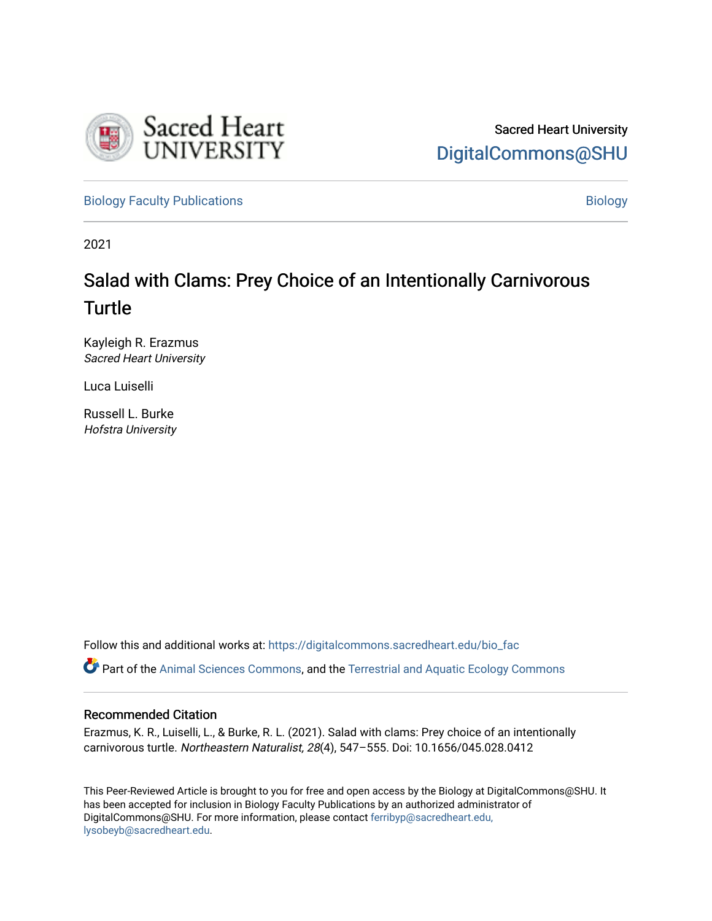Sacred Heart University

DigitalCommons@SHU

Biology Faculty Publications

Biology

2021

# Salad with Clams: Prey Choice of an Intentionally Carnivorous Turtle

Kayleigh R. Erazmus
*Sacred Heart University*

Luca Luiselli

Russell L. Burke
*Hofstra University*

Follow this and additional works at: https://digitalcommons.sacredheart.edu/bio_fac

Part of the Animal Sciences Commons, and the Terrestrial and Aquatic Ecology Commons

## Recommended Citation

Erazmus, K. R., Luiselli, L., & Burke, R. L. (2021). Salad with clams: Prey choice of an intentionally carnivorous turtle. *Northeastern Naturalist, 28*(4), 547–555. Doi: 10.1656/045.028.0412

This Peer-Reviewed Article is brought to you for free and open access by the Biology at DigitalCommons@SHU. It has been accepted for inclusion in Biology Faculty Publications by an authorized administrator of DigitalCommons@SHU. For more information, please contact ferribyp@sacredheart.edu, lysobeyb@sacredheart.edu.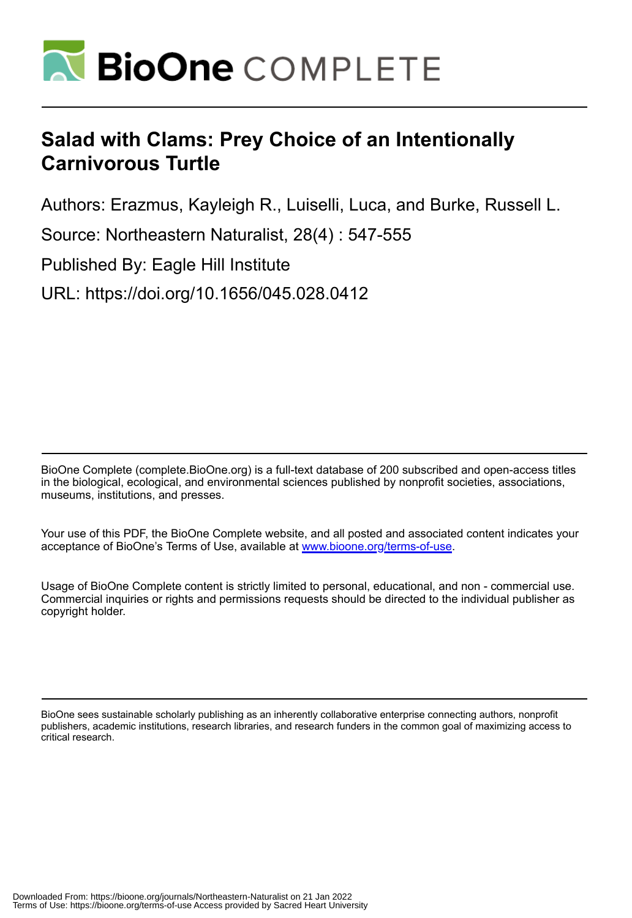# Salad with Clams: Prey Choice of an Intentionally Carnivorous Turtle

Authors: Erazmus, Kayleigh R., Luiselli, Luca, and Burke, Russell L.

Source: Northeastern Naturalist, 28(4) : 547-555

Published By: Eagle Hill Institute

URL: https://doi.org/10.1656/045.028.0412

BioOne Complete (complete.BioOne.org) is a full-text database of 200 subscribed and open-access titles in the biological, ecological, and environmental sciences published by nonprofit societies, associations, museums, institutions, and presses.

Your use of this PDF, the BioOne Complete website, and all posted and associated content indicates your acceptance of BioOne's Terms of Use, available at www.bioone.org/terms-of-use.

Usage of BioOne Complete content is strictly limited to personal, educational, and non - commercial use. Commercial inquiries or rights and permissions requests should be directed to the individual publisher as copyright holder.

BioOne sees sustainable scholarly publishing as an inherently collaborative enterprise connecting authors, nonprofit publishers, academic institutions, research libraries, and research funders in the common goal of maximizing access to critical research.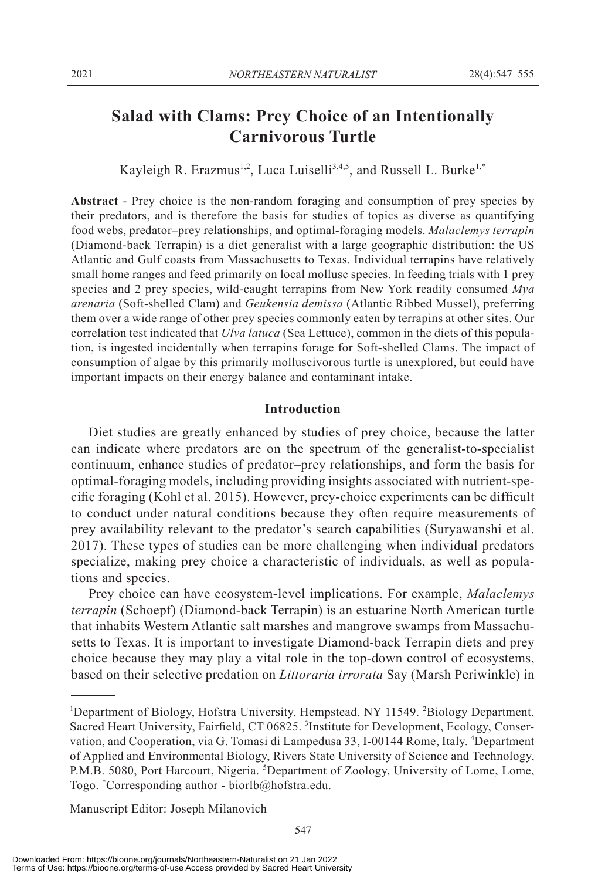# Salad with Clams: Prey Choice of an Intentionally Carnivorous Turtle

Kayleigh R. Erazmus[1,2], Luca Luiselli[3,4,5], and Russell L. Burke[1,*]

**Abstract** - Prey choice is the non-random foraging and consumption of prey species by their predators, and is therefore the basis for studies of topics as diverse as quantifying food webs, predator–prey relationships, and optimal-foraging models. *Malaclemys terrapin* (Diamond-back Terrapin) is a diet generalist with a large geographic distribution: the US Atlantic and Gulf coasts from Massachusetts to Texas. Individual terrapins have relatively small home ranges and feed primarily on local mollusc species. In feeding trials with 1 prey species and 2 prey species, wild-caught terrapins from New York readily consumed *Mya arenaria* (Soft-shelled Clam) and *Geukensia demissa* (Atlantic Ribbed Mussel), preferring them over a wide range of other prey species commonly eaten by terrapins at other sites. Our correlation test indicated that *Ulva latuca* (Sea Lettuce), common in the diets of this population, is ingested incidentally when terrapins forage for Soft-shelled Clams. The impact of consumption of algae by this primarily molluscivorous turtle is unexplored, but could have important impacts on their energy balance and contaminant intake.

## Introduction

Diet studies are greatly enhanced by studies of prey choice, because the latter can indicate where predators are on the spectrum of the generalist-to-specialist continuum, enhance studies of predator–prey relationships, and form the basis for optimal-foraging models, including providing insights associated with nutrient-specific foraging (Kohl et al. 2015). However, prey-choice experiments can be difficult to conduct under natural conditions because they often require measurements of prey availability relevant to the predator's search capabilities (Suryawanshi et al. 2017). These types of studies can be more challenging when individual predators specialize, making prey choice a characteristic of individuals, as well as populations and species.

Prey choice can have ecosystem-level implications. For example, *Malaclemys terrapin* (Schoepf) (Diamond-back Terrapin) is an estuarine North American turtle that inhabits Western Atlantic salt marshes and mangrove swamps from Massachusetts to Texas. It is important to investigate Diamond-back Terrapin diets and prey choice because they may play a vital role in the top-down control of ecosystems, based on their selective predation on *Littoraria irrorata* Say (Marsh Periwinkle) in

---

[1]Department of Biology, Hofstra University, Hempstead, NY 11549. [2]Biology Department, Sacred Heart University, Fairfield, CT 06825. [3]Institute for Development, Ecology, Conservation, and Cooperation, via G. Tomasi di Lampedusa 33, I-00144 Rome, Italy. [4]Department of Applied and Environmental Biology, Rivers State University of Science and Technology, P.M.B. 5080, Port Harcourt, Nigeria. [5]Department of Zoology, University of Lome, Lome, Togo. [*]Corresponding author - biorlb@hofstra.edu.

Manuscript Editor: Joseph Milanovich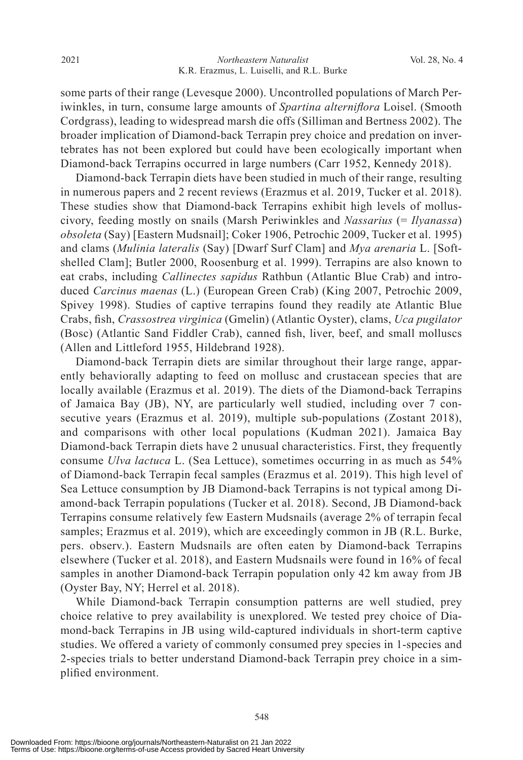some parts of their range (Levesque 2000). Uncontrolled populations of March Periwinkles, in turn, consume large amounts of *Spartina alterniflora* Loisel. (Smooth Cordgrass), leading to widespread marsh die offs (Silliman and Bertness 2002). The broader implication of Diamond-back Terrapin prey choice and predation on invertebrates has not been explored but could have been ecologically important when Diamond-back Terrapins occurred in large numbers (Carr 1952, Kennedy 2018).

Diamond-back Terrapin diets have been studied in much of their range, resulting in numerous papers and 2 recent reviews (Erazmus et al. 2019, Tucker et al. 2018). These studies show that Diamond-back Terrapins exhibit high levels of molluscivory, feeding mostly on snails (Marsh Periwinkles and *Nassarius* (= *Ilyanassa*) *obsoleta* (Say) [Eastern Mudsnail]; Coker 1906, Petrochic 2009, Tucker et al. 1995) and clams (*Mulinia lateralis* (Say) [Dwarf Surf Clam] and *Mya arenaria* L. [Soft-shelled Clam]; Butler 2000, Roosenburg et al. 1999). Terrapins are also known to eat crabs, including *Callinectes sapidus* Rathbun (Atlantic Blue Crab) and introduced *Carcinus maenas* (L.) (European Green Crab) (King 2007, Petrochic 2009, Spivey 1998). Studies of captive terrapins found they readily ate Atlantic Blue Crabs, fish, *Crassostrea virginica* (Gmelin) (Atlantic Oyster), clams, *Uca pugilator* (Bosc) (Atlantic Sand Fiddler Crab), canned fish, liver, beef, and small molluscs (Allen and Littleford 1955, Hildebrand 1928).

Diamond-back Terrapin diets are similar throughout their large range, apparently behaviorally adapting to feed on mollusc and crustacean species that are locally available (Erazmus et al. 2019). The diets of the Diamond-back Terrapins of Jamaica Bay (JB), NY, are particularly well studied, including over 7 consecutive years (Erazmus et al. 2019), multiple sub-populations (Zostant 2018), and comparisons with other local populations (Kudman 2021). Jamaica Bay Diamond-back Terrapin diets have 2 unusual characteristics. First, they frequently consume *Ulva lactuca* L. (Sea Lettuce), sometimes occurring in as much as 54% of Diamond-back Terrapin fecal samples (Erazmus et al. 2019). This high level of Sea Lettuce consumption by JB Diamond-back Terrapins is not typical among Diamond-back Terrapin populations (Tucker et al. 2018). Second, JB Diamond-back Terrapins consume relatively few Eastern Mudsnails (average 2% of terrapin fecal samples; Erazmus et al. 2019), which are exceedingly common in JB (R.L. Burke, pers. observ.). Eastern Mudsnails are often eaten by Diamond-back Terrapins elsewhere (Tucker et al. 2018), and Eastern Mudsnails were found in 16% of fecal samples in another Diamond-back Terrapin population only 42 km away from JB (Oyster Bay, NY; Herrel et al. 2018).

While Diamond-back Terrapin consumption patterns are well studied, prey choice relative to prey availability is unexplored. We tested prey choice of Diamond-back Terrapins in JB using wild-captured individuals in short-term captive studies. We offered a variety of commonly consumed prey species in 1-species and 2-species trials to better understand Diamond-back Terrapin prey choice in a simplified environment.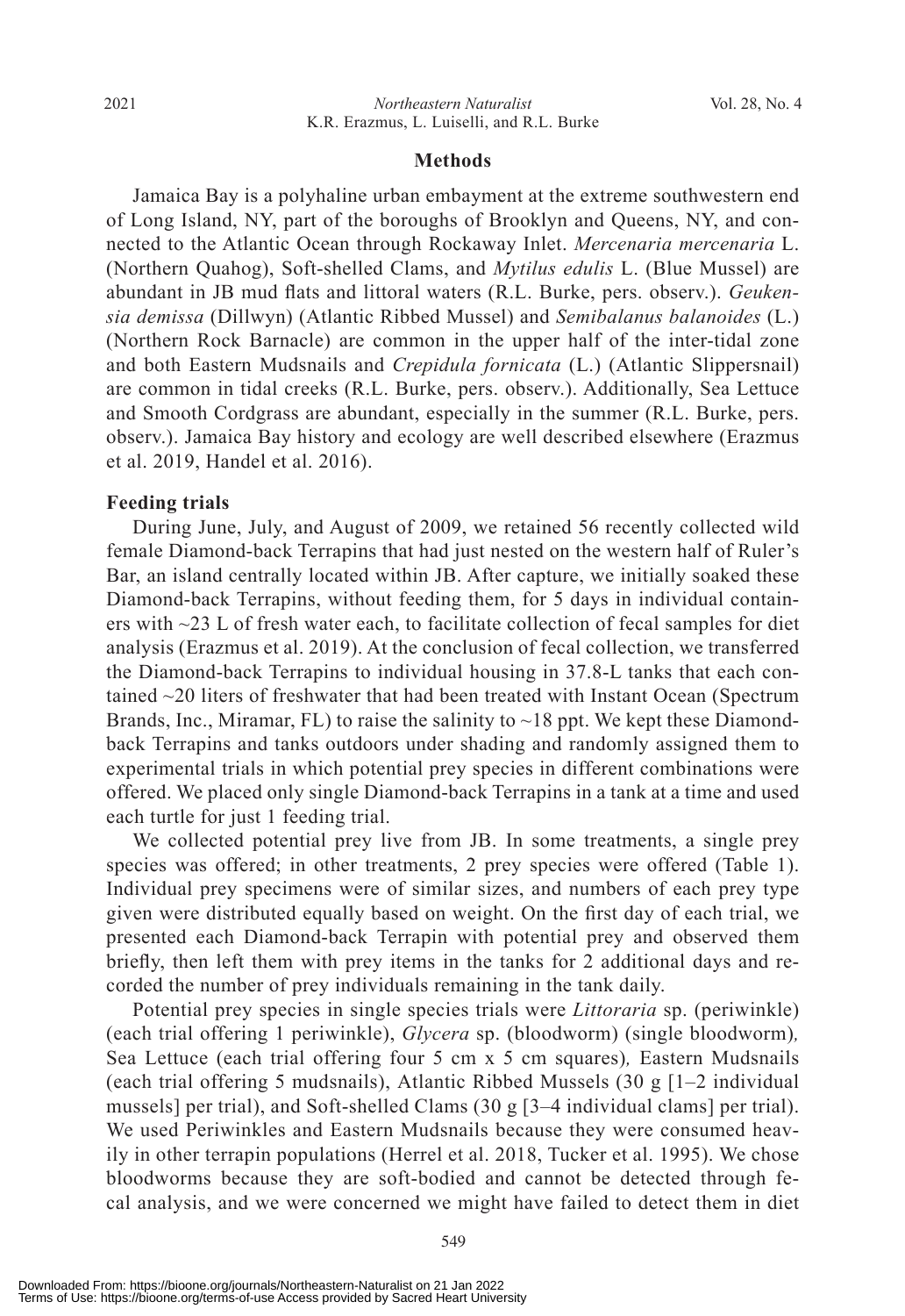## Methods

Jamaica Bay is a polyhaline urban embayment at the extreme southwestern end of Long Island, NY, part of the boroughs of Brooklyn and Queens, NY, and connected to the Atlantic Ocean through Rockaway Inlet. *Mercenaria mercenaria* L. (Northern Quahog), Soft-shelled Clams, and *Mytilus edulis* L. (Blue Mussel) are abundant in JB mud flats and littoral waters (R.L. Burke, pers. observ.). *Geukensia demissa* (Dillwyn) (Atlantic Ribbed Mussel) and *Semibalanus balanoides* (L.) (Northern Rock Barnacle) are common in the upper half of the inter-tidal zone and both Eastern Mudsnails and *Crepidula fornicata* (L.) (Atlantic Slippersnail) are common in tidal creeks (R.L. Burke, pers. observ.). Additionally, Sea Lettuce and Smooth Cordgrass are abundant, especially in the summer (R.L. Burke, pers. observ.). Jamaica Bay history and ecology are well described elsewhere (Erazmus et al. 2019, Handel et al. 2016).

### Feeding trials

During June, July, and August of 2009, we retained 56 recently collected wild female Diamond-back Terrapins that had just nested on the western half of Ruler's Bar, an island centrally located within JB. After capture, we initially soaked these Diamond-back Terrapins, without feeding them, for 5 days in individual containers with ~23 L of fresh water each, to facilitate collection of fecal samples for diet analysis (Erazmus et al. 2019). At the conclusion of fecal collection, we transferred the Diamond-back Terrapins to individual housing in 37.8-L tanks that each contained ~20 liters of freshwater that had been treated with Instant Ocean (Spectrum Brands, Inc., Miramar, FL) to raise the salinity to ~18 ppt. We kept these Diamond-back Terrapins and tanks outdoors under shading and randomly assigned them to experimental trials in which potential prey species in different combinations were offered. We placed only single Diamond-back Terrapins in a tank at a time and used each turtle for just 1 feeding trial.

We collected potential prey live from JB. In some treatments, a single prey species was offered; in other treatments, 2 prey species were offered (Table 1). Individual prey specimens were of similar sizes, and numbers of each prey type given were distributed equally based on weight. On the first day of each trial, we presented each Diamond-back Terrapin with potential prey and observed them briefly, then left them with prey items in the tanks for 2 additional days and recorded the number of prey individuals remaining in the tank daily.

Potential prey species in single species trials were *Littoraria* sp. (periwinkle) (each trial offering 1 periwinkle), *Glycera* sp. (bloodworm) (single bloodworm), Sea Lettuce (each trial offering four 5 cm x 5 cm squares), Eastern Mudsnails (each trial offering 5 mudsnails), Atlantic Ribbed Mussels (30 g [1–2 individual mussels] per trial), and Soft-shelled Clams (30 g [3–4 individual clams] per trial). We used Periwinkles and Eastern Mudsnails because they were consumed heavily in other terrapin populations (Herrel et al. 2018, Tucker et al. 1995). We chose bloodworms because they are soft-bodied and cannot be detected through fecal analysis, and we were concerned we might have failed to detect them in diet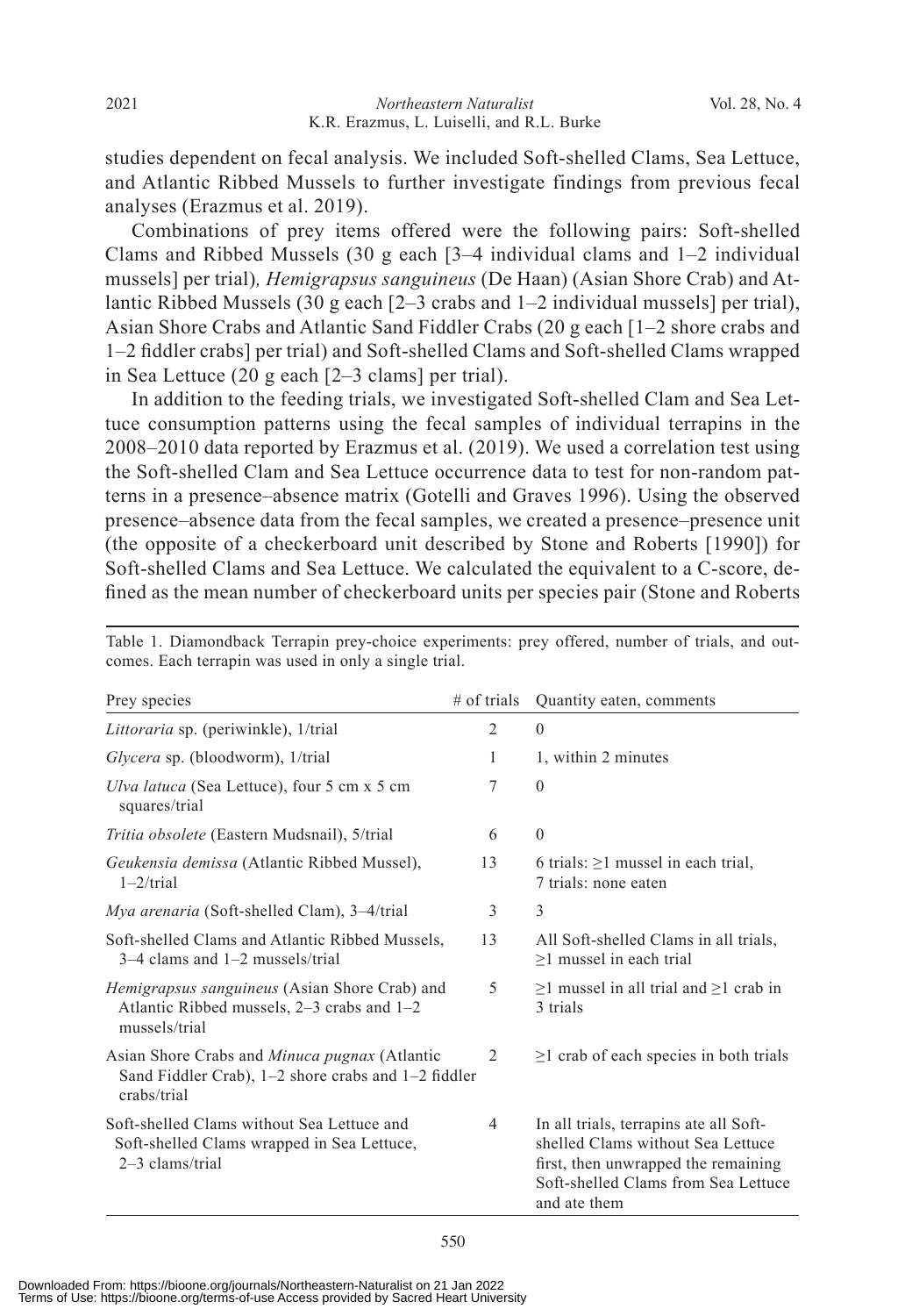studies dependent on fecal analysis. We included Soft-shelled Clams, Sea Lettuce, and Atlantic Ribbed Mussels to further investigate findings from previous fecal analyses (Erazmus et al. 2019).

Combinations of prey items offered were the following pairs: Soft-shelled Clams and Ribbed Mussels (30 g each [3–4 individual clams and 1–2 individual mussels] per trial), *Hemigrapsus sanguineus* (De Haan) (Asian Shore Crab) and Atlantic Ribbed Mussels (30 g each [2–3 crabs and 1–2 individual mussels] per trial), Asian Shore Crabs and Atlantic Sand Fiddler Crabs (20 g each [1–2 shore crabs and 1–2 fiddler crabs] per trial) and Soft-shelled Clams and Soft-shelled Clams wrapped in Sea Lettuce (20 g each [2–3 clams] per trial).

In addition to the feeding trials, we investigated Soft-shelled Clam and Sea Lettuce consumption patterns using the fecal samples of individual terrapins in the 2008–2010 data reported by Erazmus et al. (2019). We used a correlation test using the Soft-shelled Clam and Sea Lettuce occurrence data to test for non-random patterns in a presence–absence matrix (Gotelli and Graves 1996). Using the observed presence–absence data from the fecal samples, we created a presence–presence unit (the opposite of a checkerboard unit described by Stone and Roberts [1990]) for Soft-shelled Clams and Sea Lettuce. We calculated the equivalent to a C-score, defined as the mean number of checkerboard units per species pair (Stone and Roberts

Table 1. Diamondback Terrapin prey-choice experiments: prey offered, number of trials, and outcomes. Each terrapin was used in only a single trial.

| Prey species | # of trials | Quantity eaten, comments |
|---|---|---|
| *Littoraria* sp. (periwinkle), 1/trial | 2 | 0 |
| *Glycera* sp. (bloodworm), 1/trial | 1 | 1, within 2 minutes |
| *Ulva latuca* (Sea Lettuce), four 5 cm x 5 cm squares/trial | 7 | 0 |
| *Tritia obsolete* (Eastern Mudsnail), 5/trial | 6 | 0 |
| *Geukensia demissa* (Atlantic Ribbed Mussel), 1–2/trial | 13 | 6 trials: ≥1 mussel in each trial, 7 trials: none eaten |
| *Mya arenaria* (Soft-shelled Clam), 3–4/trial | 3 | 3 |
| Soft-shelled Clams and Atlantic Ribbed Mussels, 3–4 clams and 1–2 mussels/trial | 13 | All Soft-shelled Clams in all trials, ≥1 mussel in each trial |
| *Hemigrapsus sanguineus* (Asian Shore Crab) and Atlantic Ribbed mussels, 2–3 crabs and 1–2 mussels/trial | 5 | ≥1 mussel in all trial and ≥1 crab in 3 trials |
| Asian Shore Crabs and *Minuca pugnax* (Atlantic Sand Fiddler Crab), 1–2 shore crabs and 1–2 fiddler crabs/trial | 2 | ≥1 crab of each species in both trials |
| Soft-shelled Clams without Sea Lettuce and Soft-shelled Clams wrapped in Sea Lettuce, 2–3 clams/trial | 4 | In all trials, terrapins ate all Soft-shelled Clams without Sea Lettuce first, then unwrapped the remaining Soft-shelled Clams from Sea Lettuce and ate them |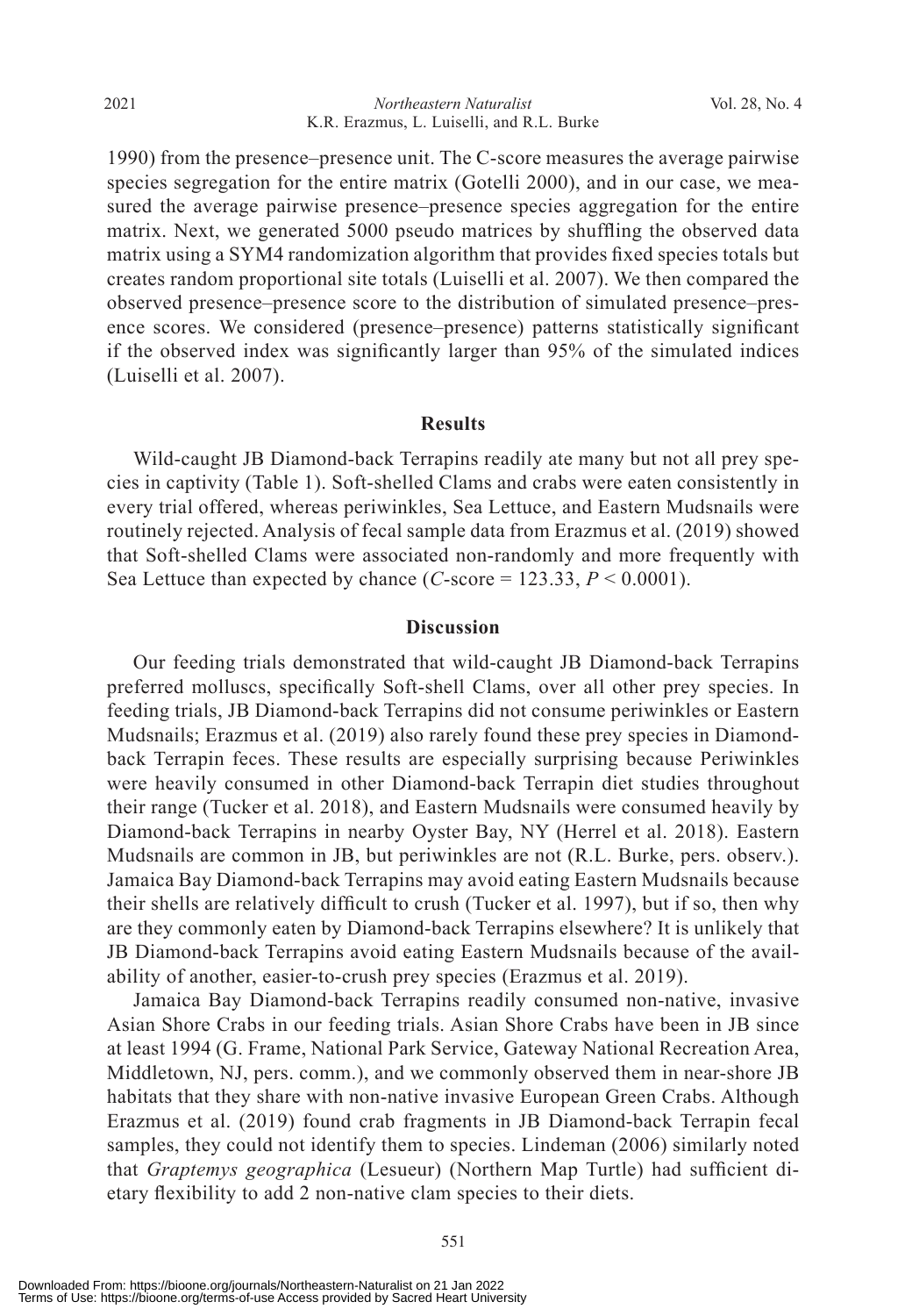1990) from the presence–presence unit. The C-score measures the average pairwise species segregation for the entire matrix (Gotelli 2000), and in our case, we measured the average pairwise presence–presence species aggregation for the entire matrix. Next, we generated 5000 pseudo matrices by shuffling the observed data matrix using a SYM4 randomization algorithm that provides fixed species totals but creates random proportional site totals (Luiselli et al. 2007). We then compared the observed presence–presence score to the distribution of simulated presence–presence scores. We considered (presence–presence) patterns statistically significant if the observed index was significantly larger than 95% of the simulated indices (Luiselli et al. 2007).

## Results

Wild-caught JB Diamond-back Terrapins readily ate many but not all prey species in captivity (Table 1). Soft-shelled Clams and crabs were eaten consistently in every trial offered, whereas periwinkles, Sea Lettuce, and Eastern Mudsnails were routinely rejected. Analysis of fecal sample data from Erazmus et al. (2019) showed that Soft-shelled Clams were associated non-randomly and more frequently with Sea Lettuce than expected by chance (*C*-score = 123.33, $P < 0.0001$).

## Discussion

Our feeding trials demonstrated that wild-caught JB Diamond-back Terrapins preferred molluscs, specifically Soft-shell Clams, over all other prey species. In feeding trials, JB Diamond-back Terrapins did not consume periwinkles or Eastern Mudsnails; Erazmus et al. (2019) also rarely found these prey species in Diamond-back Terrapin feces. These results are especially surprising because Periwinkles were heavily consumed in other Diamond-back Terrapin diet studies throughout their range (Tucker et al. 2018), and Eastern Mudsnails were consumed heavily by Diamond-back Terrapins in nearby Oyster Bay, NY (Herrel et al. 2018). Eastern Mudsnails are common in JB, but periwinkles are not (R.L. Burke, pers. observ.). Jamaica Bay Diamond-back Terrapins may avoid eating Eastern Mudsnails because their shells are relatively difficult to crush (Tucker et al. 1997), but if so, then why are they commonly eaten by Diamond-back Terrapins elsewhere? It is unlikely that JB Diamond-back Terrapins avoid eating Eastern Mudsnails because of the availability of another, easier-to-crush prey species (Erazmus et al. 2019).

Jamaica Bay Diamond-back Terrapins readily consumed non-native, invasive Asian Shore Crabs in our feeding trials. Asian Shore Crabs have been in JB since at least 1994 (G. Frame, National Park Service, Gateway National Recreation Area, Middletown, NJ, pers. comm.), and we commonly observed them in near-shore JB habitats that they share with non-native invasive European Green Crabs. Although Erazmus et al. (2019) found crab fragments in JB Diamond-back Terrapin fecal samples, they could not identify them to species. Lindeman (2006) similarly noted that *Graptemys geographica* (Lesueur) (Northern Map Turtle) had sufficient dietary flexibility to add 2 non-native clam species to their diets.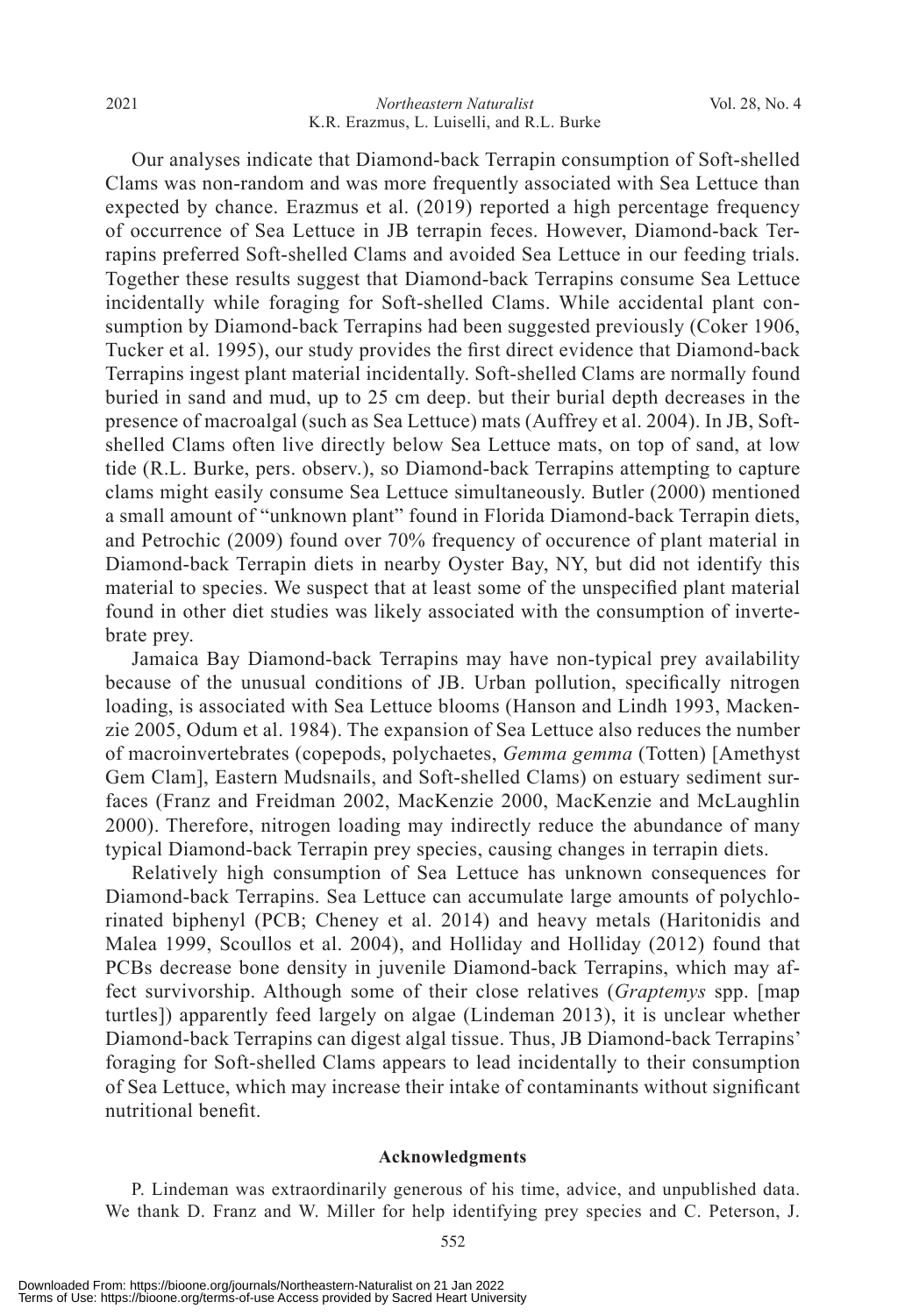Our analyses indicate that Diamond-back Terrapin consumption of Soft-shelled Clams was non-random and was more frequently associated with Sea Lettuce than expected by chance. Erazmus et al. (2019) reported a high percentage frequency of occurrence of Sea Lettuce in JB terrapin feces. However, Diamond-back Terrapins preferred Soft-shelled Clams and avoided Sea Lettuce in our feeding trials. Together these results suggest that Diamond-back Terrapins consume Sea Lettuce incidentally while foraging for Soft-shelled Clams. While accidental plant consumption by Diamond-back Terrapins had been suggested previously (Coker 1906, Tucker et al. 1995), our study provides the first direct evidence that Diamond-back Terrapins ingest plant material incidentally. Soft-shelled Clams are normally found buried in sand and mud, up to 25 cm deep. but their burial depth decreases in the presence of macroalgal (such as Sea Lettuce) mats (Auffrey et al. 2004). In JB, Soft-shelled Clams often live directly below Sea Lettuce mats, on top of sand, at low tide (R.L. Burke, pers. observ.), so Diamond-back Terrapins attempting to capture clams might easily consume Sea Lettuce simultaneously. Butler (2000) mentioned a small amount of "unknown plant" found in Florida Diamond-back Terrapin diets, and Petrochic (2009) found over 70% frequency of occurence of plant material in Diamond-back Terrapin diets in nearby Oyster Bay, NY, but did not identify this material to species. We suspect that at least some of the unspecified plant material found in other diet studies was likely associated with the consumption of invertebrate prey.

Jamaica Bay Diamond-back Terrapins may have non-typical prey availability because of the unusual conditions of JB. Urban pollution, specifically nitrogen loading, is associated with Sea Lettuce blooms (Hanson and Lindh 1993, Mackenzie 2005, Odum et al. 1984). The expansion of Sea Lettuce also reduces the number of macroinvertebrates (copepods, polychaetes, *Gemma gemma* (Totten) [Amethyst Gem Clam], Eastern Mudsnails, and Soft-shelled Clams) on estuary sediment surfaces (Franz and Freidman 2002, MacKenzie 2000, MacKenzie and McLaughlin 2000). Therefore, nitrogen loading may indirectly reduce the abundance of many typical Diamond-back Terrapin prey species, causing changes in terrapin diets.

Relatively high consumption of Sea Lettuce has unknown consequences for Diamond-back Terrapins. Sea Lettuce can accumulate large amounts of polychlorinated biphenyl (PCB; Cheney et al. 2014) and heavy metals (Haritonidis and Malea 1999, Scoullos et al. 2004), and Holliday and Holliday (2012) found that PCBs decrease bone density in juvenile Diamond-back Terrapins, which may affect survivorship. Although some of their close relatives (*Graptemys* spp. [map turtles]) apparently feed largely on algae (Lindeman 2013), it is unclear whether Diamond-back Terrapins can digest algal tissue. Thus, JB Diamond-back Terrapins' foraging for Soft-shelled Clams appears to lead incidentally to their consumption of Sea Lettuce, which may increase their intake of contaminants without significant nutritional benefit.

## Acknowledgments

P. Lindeman was extraordinarily generous of his time, advice, and unpublished data. We thank D. Franz and W. Miller for help identifying prey species and C. Peterson, J.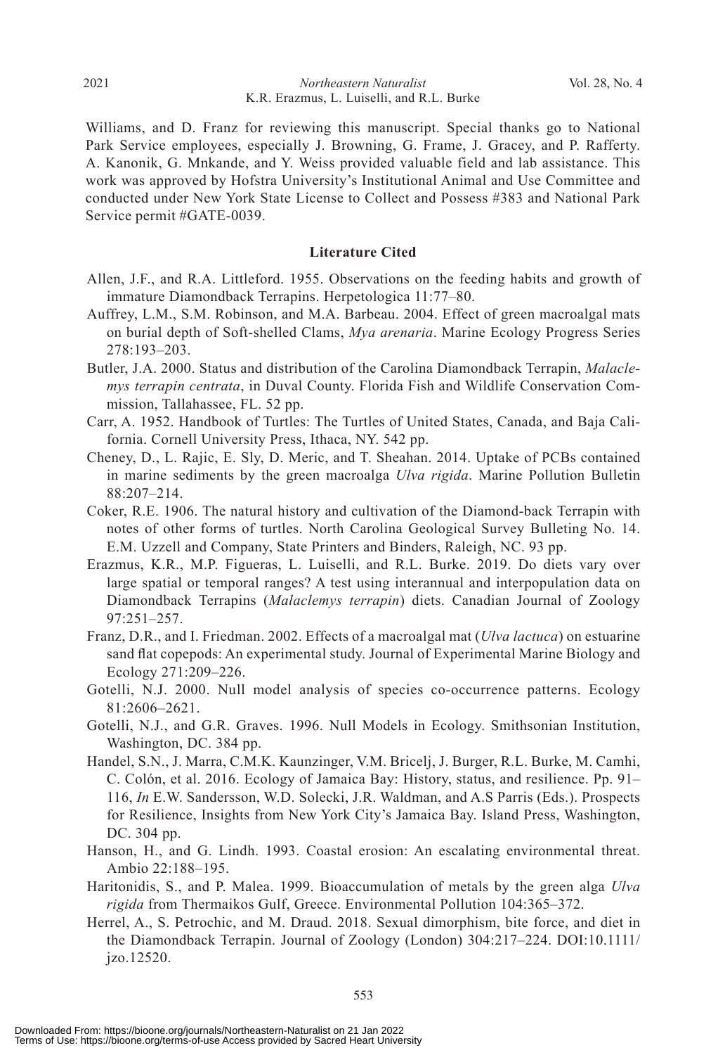Williams, and D. Franz for reviewing this manuscript. Special thanks go to National Park Service employees, especially J. Browning, G. Frame, J. Gracey, and P. Rafferty. A. Kanonik, G. Mnkande, and Y. Weiss provided valuable field and lab assistance. This work was approved by Hofstra University's Institutional Animal and Use Committee and conducted under New York State License to Collect and Possess #383 and National Park Service permit #GATE-0039.

## Literature Cited

Allen, J.F., and R.A. Littleford. 1955. Observations on the feeding habits and growth of immature Diamondback Terrapins. Herpetologica 11:77–80.

Auffrey, L.M., S.M. Robinson, and M.A. Barbeau. 2004. Effect of green macroalgal mats on burial depth of Soft-shelled Clams, *Mya arenaria*. Marine Ecology Progress Series 278:193–203.

Butler, J.A. 2000. Status and distribution of the Carolina Diamondback Terrapin, *Malaclemys terrapin centrata*, in Duval County. Florida Fish and Wildlife Conservation Commission, Tallahassee, FL. 52 pp.

Carr, A. 1952. Handbook of Turtles: The Turtles of United States, Canada, and Baja California. Cornell University Press, Ithaca, NY. 542 pp.

Cheney, D., L. Rajic, E. Sly, D. Meric, and T. Sheahan. 2014. Uptake of PCBs contained in marine sediments by the green macroalga *Ulva rigida*. Marine Pollution Bulletin 88:207–214.

Coker, R.E. 1906. The natural history and cultivation of the Diamond-back Terrapin with notes of other forms of turtles. North Carolina Geological Survey Bulleting No. 14. E.M. Uzzell and Company, State Printers and Binders, Raleigh, NC. 93 pp.

Erazmus, K.R., M.P. Figueras, L. Luiselli, and R.L. Burke. 2019. Do diets vary over large spatial or temporal ranges? A test using interannual and interpopulation data on Diamondback Terrapins (*Malaclemys terrapin*) diets. Canadian Journal of Zoology 97:251–257.

Franz, D.R., and I. Friedman. 2002. Effects of a macroalgal mat (*Ulva lactuca*) on estuarine sand flat copepods: An experimental study. Journal of Experimental Marine Biology and Ecology 271:209–226.

Gotelli, N.J. 2000. Null model analysis of species co-occurrence patterns. Ecology 81:2606–2621.

Gotelli, N.J., and G.R. Graves. 1996. Null Models in Ecology. Smithsonian Institution, Washington, DC. 384 pp.

Handel, S.N., J. Marra, C.M.K. Kaunzinger, V.M. Bricelj, J. Burger, R.L. Burke, M. Camhi, C. Colón, et al. 2016. Ecology of Jamaica Bay: History, status, and resilience. Pp. 91–116, *In* E.W. Sandersson, W.D. Solecki, J.R. Waldman, and A.S Parris (Eds.). Prospects for Resilience, Insights from New York City's Jamaica Bay. Island Press, Washington, DC. 304 pp.

Hanson, H., and G. Lindh. 1993. Coastal erosion: An escalating environmental threat. Ambio 22:188–195.

Haritonidis, S., and P. Malea. 1999. Bioaccumulation of metals by the green alga *Ulva rigida* from Thermaikos Gulf, Greece. Environmental Pollution 104:365–372.

Herrel, A., S. Petrochic, and M. Draud. 2018. Sexual dimorphism, bite force, and diet in the Diamondback Terrapin. Journal of Zoology (London) 304:217–224. DOI:10.1111/jzo.12520.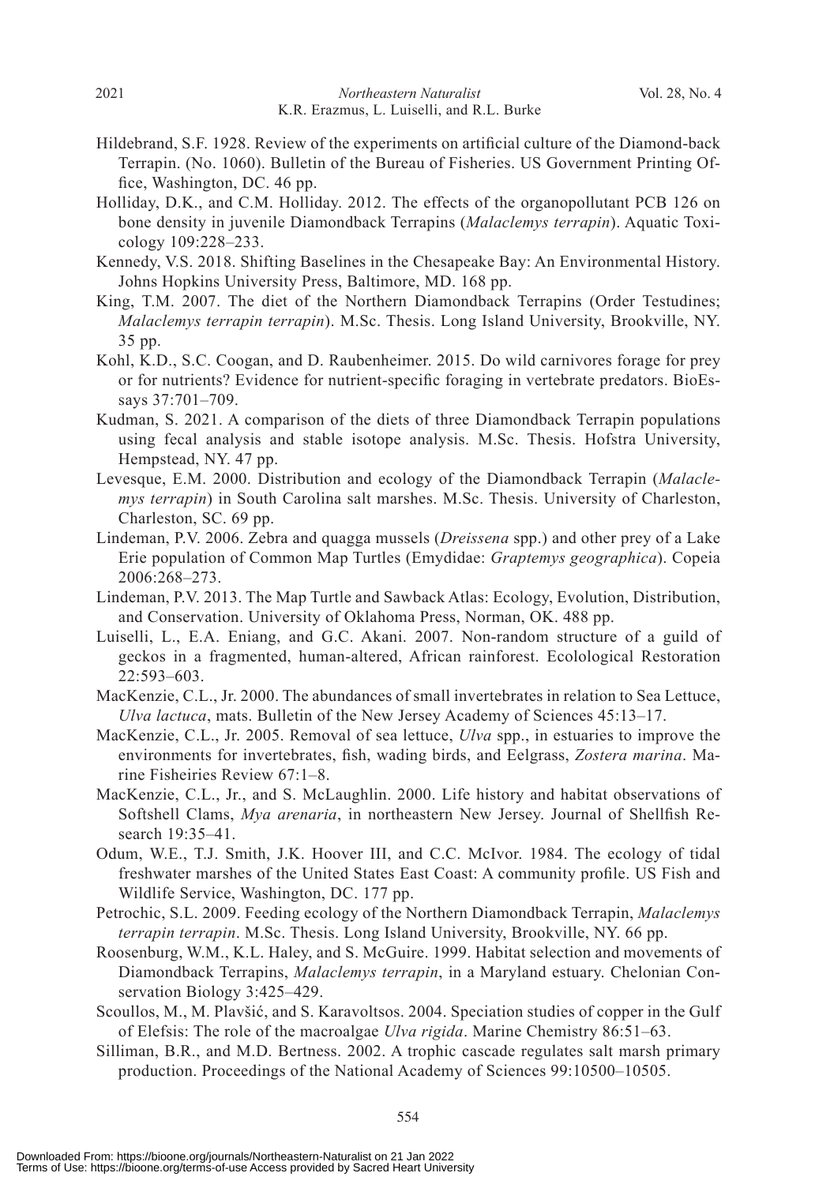Hildebrand, S.F. 1928. Review of the experiments on artificial culture of the Diamond-back Terrapin. (No. 1060). Bulletin of the Bureau of Fisheries. US Government Printing Office, Washington, DC. 46 pp.

Holliday, D.K., and C.M. Holliday. 2012. The effects of the organopollutant PCB 126 on bone density in juvenile Diamondback Terrapins (*Malaclemys terrapin*). Aquatic Toxicology 109:228–233.

Kennedy, V.S. 2018. Shifting Baselines in the Chesapeake Bay: An Environmental History. Johns Hopkins University Press, Baltimore, MD. 168 pp.

King, T.M. 2007. The diet of the Northern Diamondback Terrapins (Order Testudines; *Malaclemys terrapin terrapin*). M.Sc. Thesis. Long Island University, Brookville, NY. 35 pp.

Kohl, K.D., S.C. Coogan, and D. Raubenheimer. 2015. Do wild carnivores forage for prey or for nutrients? Evidence for nutrient-specific foraging in vertebrate predators. BioEssays 37:701–709.

Kudman, S. 2021. A comparison of the diets of three Diamondback Terrapin populations using fecal analysis and stable isotope analysis. M.Sc. Thesis. Hofstra University, Hempstead, NY. 47 pp.

Levesque, E.M. 2000. Distribution and ecology of the Diamondback Terrapin (*Malaclemys terrapin*) in South Carolina salt marshes. M.Sc. Thesis. University of Charleston, Charleston, SC. 69 pp.

Lindeman, P.V. 2006. Zebra and quagga mussels (*Dreissena* spp.) and other prey of a Lake Erie population of Common Map Turtles (Emydidae: *Graptemys geographica*). Copeia 2006:268–273.

Lindeman, P.V. 2013. The Map Turtle and Sawback Atlas: Ecology, Evolution, Distribution, and Conservation. University of Oklahoma Press, Norman, OK. 488 pp.

Luiselli, L., E.A. Eniang, and G.C. Akani. 2007. Non-random structure of a guild of geckos in a fragmented, human-altered, African rainforest. Ecolological Restoration 22:593–603.

MacKenzie, C.L., Jr. 2000. The abundances of small invertebrates in relation to Sea Lettuce, *Ulva lactuca*, mats. Bulletin of the New Jersey Academy of Sciences 45:13–17.

MacKenzie, C.L., Jr. 2005. Removal of sea lettuce, *Ulva* spp., in estuaries to improve the environments for invertebrates, fish, wading birds, and Eelgrass, *Zostera marina*. Marine Fisheiries Review 67:1–8.

MacKenzie, C.L., Jr., and S. McLaughlin. 2000. Life history and habitat observations of Softshell Clams, *Mya arenaria*, in northeastern New Jersey. Journal of Shellfish Research 19:35–41.

Odum, W.E., T.J. Smith, J.K. Hoover III, and C.C. McIvor. 1984. The ecology of tidal freshwater marshes of the United States East Coast: A community profile. US Fish and Wildlife Service, Washington, DC. 177 pp.

Petrochic, S.L. 2009. Feeding ecology of the Northern Diamondback Terrapin, *Malaclemys terrapin terrapin*. M.Sc. Thesis. Long Island University, Brookville, NY. 66 pp.

Roosenburg, W.M., K.L. Haley, and S. McGuire. 1999. Habitat selection and movements of Diamondback Terrapins, *Malaclemys terrapin*, in a Maryland estuary. Chelonian Conservation Biology 3:425–429.

Scoullos, M., M. Plavšić, and S. Karavoltsos. 2004. Speciation studies of copper in the Gulf of Elefsis: The role of the macroalgae *Ulva rigida*. Marine Chemistry 86:51–63.

Silliman, B.R., and M.D. Bertness. 2002. A trophic cascade regulates salt marsh primary production. Proceedings of the National Academy of Sciences 99:10500–10505.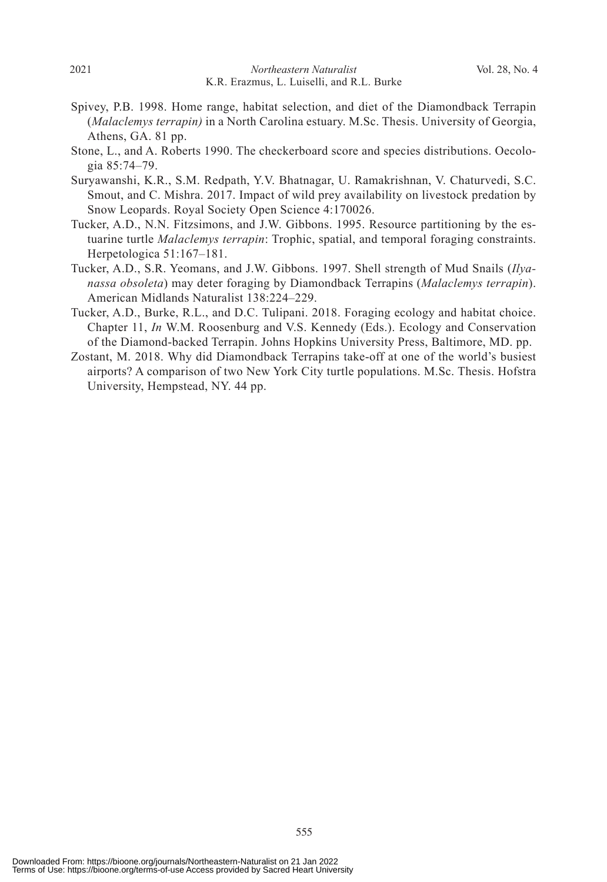Spivey, P.B. 1998. Home range, habitat selection, and diet of the Diamondback Terrapin (*Malaclemys terrapin)* in a North Carolina estuary. M.Sc. Thesis. University of Georgia, Athens, GA. 81 pp.

Stone, L., and A. Roberts 1990. The checkerboard score and species distributions. Oecologia 85:74–79.

Suryawanshi, K.R., S.M. Redpath, Y.V. Bhatnagar, U. Ramakrishnan, V. Chaturvedi, S.C. Smout, and C. Mishra. 2017. Impact of wild prey availability on livestock predation by Snow Leopards. Royal Society Open Science 4:170026.

Tucker, A.D., N.N. Fitzsimons, and J.W. Gibbons. 1995. Resource partitioning by the estuarine turtle *Malaclemys terrapin*: Trophic, spatial, and temporal foraging constraints. Herpetologica 51:167–181.

Tucker, A.D., S.R. Yeomans, and J.W. Gibbons. 1997. Shell strength of Mud Snails (*Ilyanassa obsoleta*) may deter foraging by Diamondback Terrapins (*Malaclemys terrapin*). American Midlands Naturalist 138:224–229.

Tucker, A.D., Burke, R.L., and D.C. Tulipani. 2018. Foraging ecology and habitat choice. Chapter 11, *In* W.M. Roosenburg and V.S. Kennedy (Eds.). Ecology and Conservation of the Diamond-backed Terrapin. Johns Hopkins University Press, Baltimore, MD. pp.

Zostant, M. 2018. Why did Diamondback Terrapins take-off at one of the world's busiest airports? A comparison of two New York City turtle populations. M.Sc. Thesis. Hofstra University, Hempstead, NY. 44 pp.